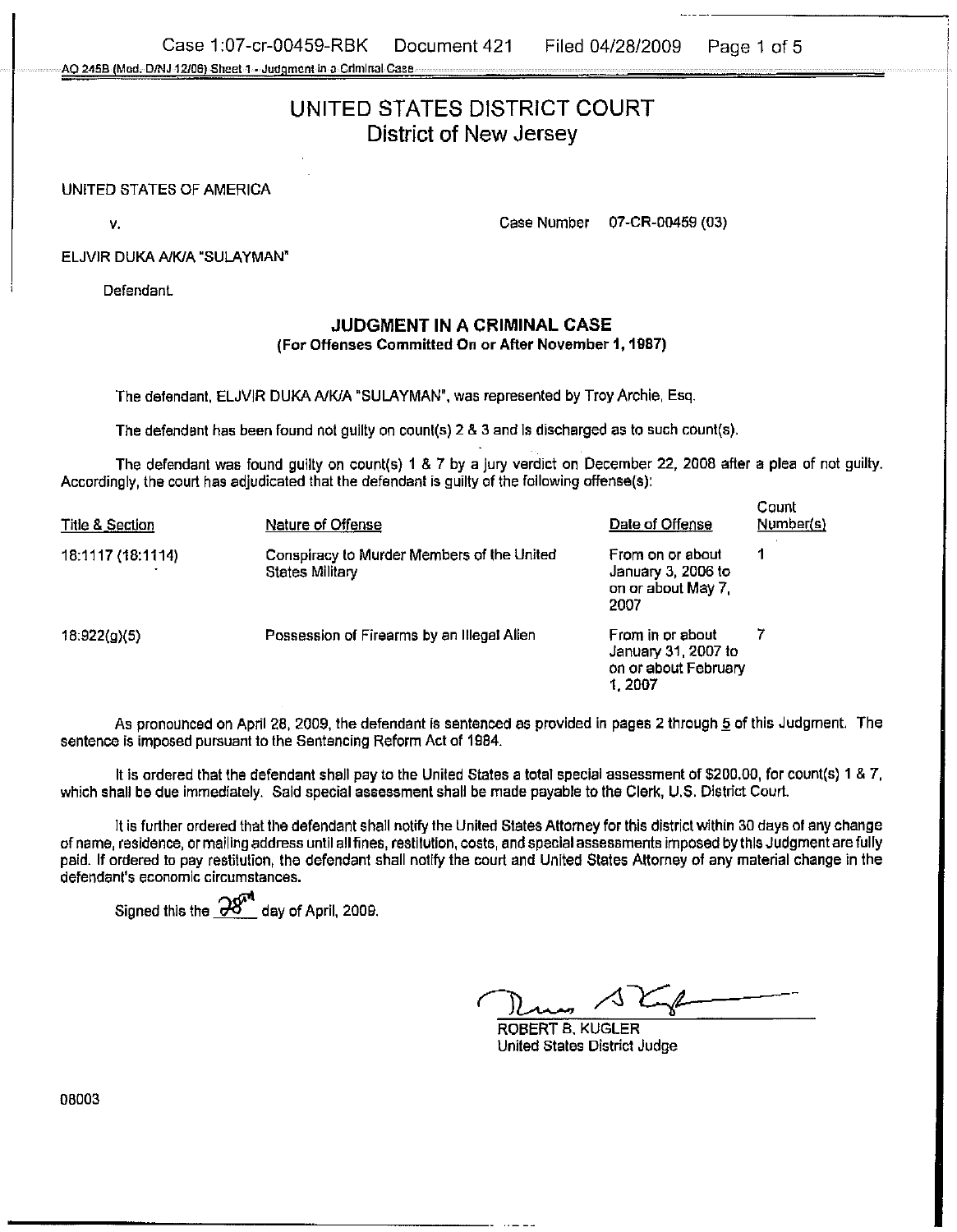# UNITED STATES DISTRICT COURT
## District of New Jersey

UNITED STATES OF AMERICA

v. Case Number 07-CR-00459 (03)

ELJVIR DUKA A/K/A "SULAYMAN"

Defendant.

### JUDGMENT IN A CRIMINAL CASE
**(For Offenses Committed On or After November 1, 1987)**

The defendant, ELJVIR DUKA A/K/A "SULAYMAN", was represented by Troy Archie, Esq.

The defendant has been found not guilty on count(s) 2 & 3 and is discharged as to such count(s).

The defendant was found guilty on count(s) 1 & 7 by a jury verdict on December 22, 2008 after a plea of not guilty. Accordingly, the court has adjudicated that the defendant is guilty of the following offense(s):

| Title & Section | Nature of Offense | Date of Offense | Count Number(s) |
|---|---|---|---|
| 18:1117 (18:1114) | Conspiracy to Murder Members of the United States Military | From on or about January 3, 2006 to on or about May 7, 2007 | 1 |
| 18:922(g)(5) | Possession of Firearms by an Illegal Alien | From in or about January 31, 2007 to on or about February 1, 2007 | 7 |

As pronounced on April 28, 2009, the defendant is sentenced as provided in pages 2 through 5 of this Judgment. The sentence is imposed pursuant to the Sentencing Reform Act of 1984.

It is ordered that the defendant shall pay to the United States a total special assessment of $200.00, for count(s) 1 & 7, which shall be due immediately. Said special assessment shall be made payable to the Clerk, U.S. District Court.

It is further ordered that the defendant shall notify the United States Attorney for this district within 30 days of any change of name, residence, or mailing address until all fines, restitution, costs, and special assessments imposed by this Judgment are fully paid. If ordered to pay restitution, the defendant shall notify the court and United States Attorney of any material change in the defendant's economic circumstances.

Signed this the 28th day of April, 2009.

ROBERT B. KUGLER
United States District Judge

08003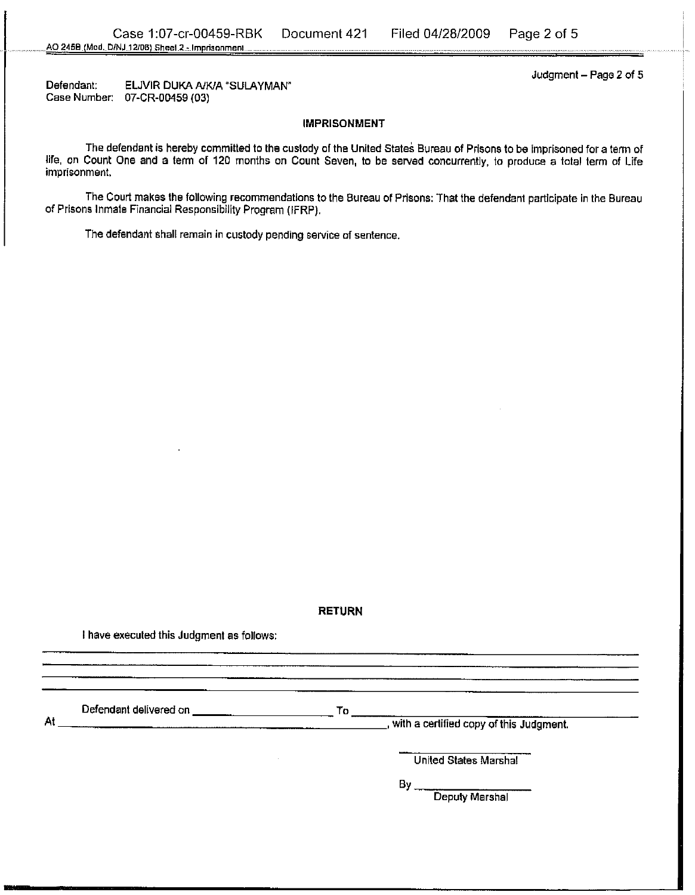Defendant: ELJVIR DUKA A/K/A "SULAYMAN"
Case Number: 07-CR-00459 (03)

## IMPRISONMENT

The defendant is hereby committed to the custody of the United States Bureau of Prisons to be imprisoned for a term of life, on Count One and a term of 120 months on Count Seven, to be served concurrently, to produce a total term of Life imprisonment.

The Court makes the following recommendations to the Bureau of Prisons: That the defendant participate in the Bureau of Prisons Inmate Financial Responsibility Program (IFRP).

The defendant shall remain in custody pending service of sentence.

## RETURN

I have executed this Judgment as follows:

\_\_\_\_\_\_\_\_\_\_\_\_\_\_\_\_\_\_\_\_\_\_\_\_\_\_\_\_\_\_\_\_\_\_\_\_\_\_\_\_\_\_\_\_\_\_\_\_\_\_\_\_\_\_\_\_\_\_\_\_\_\_\_\_

\_\_\_\_\_\_\_\_\_\_\_\_\_\_\_\_\_\_\_\_\_\_\_\_\_\_\_\_\_\_\_\_\_\_\_\_\_\_\_\_\_\_\_\_\_\_\_\_\_\_\_\_\_\_\_\_\_\_\_\_\_\_\_\_

\_\_\_\_\_\_\_\_\_\_\_\_\_\_\_\_\_\_\_\_\_\_\_\_\_\_\_\_\_\_\_\_\_\_\_\_\_\_\_\_\_\_\_\_\_\_\_\_\_\_\_\_\_\_\_\_\_\_\_\_\_\_\_\_

\_\_\_\_\_\_\_\_\_\_\_\_\_\_\_\_\_\_\_\_\_\_\_\_\_\_\_\_\_\_\_\_\_\_\_\_\_\_\_\_\_\_\_\_\_\_\_\_\_\_\_\_\_\_\_\_\_\_\_\_\_\_\_\_

Defendant delivered on \_\_\_\_\_\_\_\_\_\_\_\_\_\_\_\_\_\_\_\_ To \_\_\_\_\_\_\_\_\_\_\_\_\_\_\_\_\_\_\_\_\_\_\_\_\_\_\_\_\_\_

At \_\_\_\_\_\_\_\_\_\_\_\_\_\_\_\_\_\_\_\_\_\_\_\_\_\_\_\_\_\_\_\_\_\_\_\_\_\_\_\_\_\_, with a certified copy of this Judgment.

\_\_\_\_\_\_\_\_\_\_\_\_\_\_\_\_\_\_\_\_
United States Marshal

By \_\_\_\_\_\_\_\_\_\_\_\_\_\_\_\_\_\_\_\_
Deputy Marshal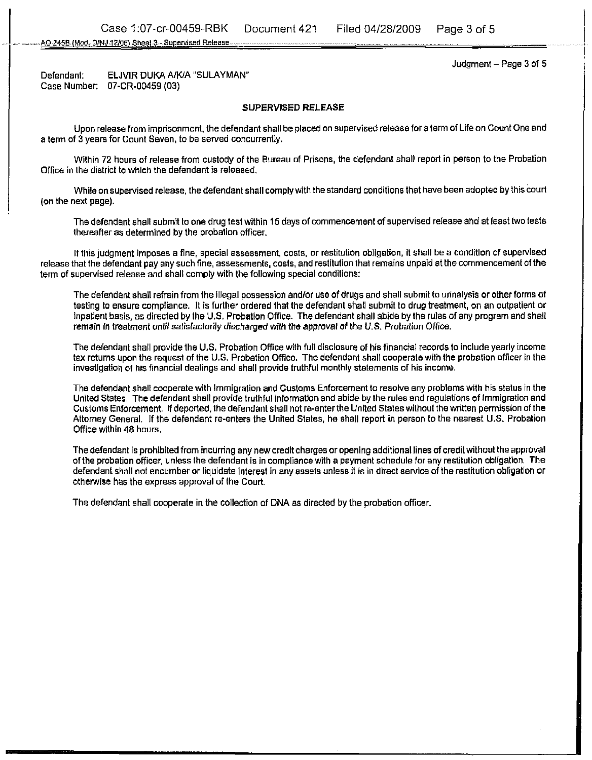Defendant: ELJVIR DUKA A/K/A "SULAYMAN"
Case Number: 07-CR-00459 (03)

## SUPERVISED RELEASE

Upon release from imprisonment, the defendant shall be placed on supervised release for a term of Life on Count One and a term of 3 years for Count Seven, to be served concurrently.

Within 72 hours of release from custody of the Bureau of Prisons, the defendant shall report in person to the Probation Office in the district to which the defendant is released.

While on supervised release, the defendant shall comply with the standard conditions that have been adopted by this court (on the next page).

The defendant shall submit to one drug test within 15 days of commencement of supervised release and at least two tests thereafter as determined by the probation officer.

If this judgment imposes a fine, special assessment, costs, or restitution obligation, it shall be a condition of supervised release that the defendant pay any such fine, assessments, costs, and restitution that remains unpaid at the commencement of the term of supervised release and shall comply with the following special conditions:

The defendant shall refrain from the illegal possession and/or use of drugs and shall submit to urinalysis or other forms of testing to ensure compliance. It is further ordered that the defendant shall submit to drug treatment, on an outpatient or inpatient basis, as directed by the U.S. Probation Office. The defendant shall abide by the rules of any program and shall remain in treatment until satisfactorily discharged with the approval of the U.S. Probation Office.

The defendant shall provide the U.S. Probation Office with full disclosure of his financial records to include yearly income tax returns upon the request of the U.S. Probation Office. The defendant shall cooperate with the probation officer in the investigation of his financial dealings and shall provide truthful monthly statements of his income.

The defendant shall cooperate with Immigration and Customs Enforcement to resolve any problems with his status in the United States. The defendant shall provide truthful information and abide by the rules and regulations of Immigration and Customs Enforcement. If deported, the defendant shall not re-enter the United States without the written permission of the Attorney General. If the defendant re-enters the United States, he shall report in person to the nearest U.S. Probation Office within 48 hours.

The defendant is prohibited from incurring any new credit charges or opening additional lines of credit without the approval of the probation officer, unless the defendant is in compliance with a payment schedule for any restitution obligation. The defendant shall not encumber or liquidate interest in any assets unless it is in direct service of the restitution obligation or otherwise has the express approval of the Court.

The defendant shall cooperate in the collection of DNA as directed by the probation officer.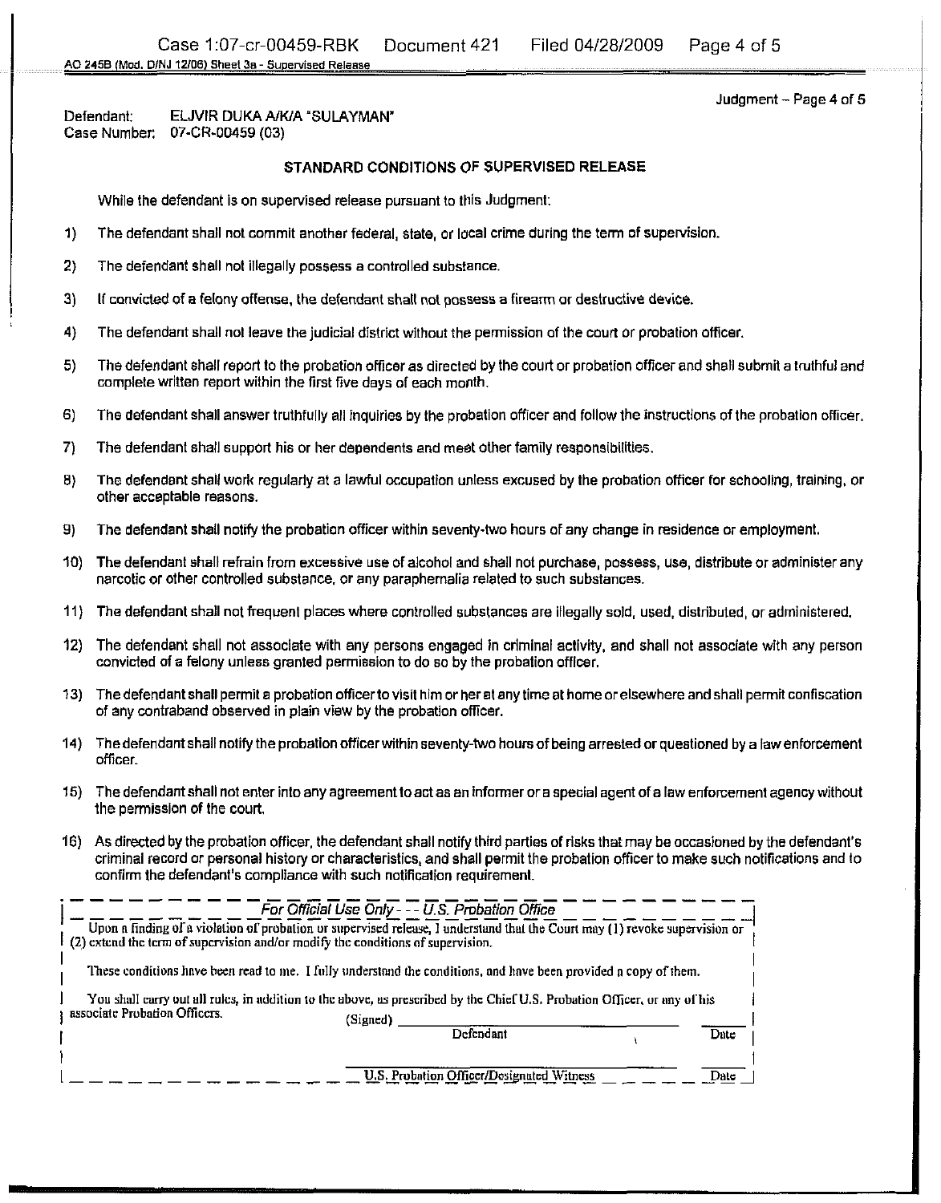Defendant: ELJVIR DUKA A/K/A "SULAYMAN"
Case Number: 07-CR-00459 (03)

## STANDARD CONDITIONS OF SUPERVISED RELEASE

While the defendant is on supervised release pursuant to this Judgment:

1) The defendant shall not commit another federal, state, or local crime during the term of supervision.

2) The defendant shall not illegally possess a controlled substance.

3) If convicted of a felony offense, the defendant shall not possess a firearm or destructive device.

4) The defendant shall not leave the judicial district without the permission of the court or probation officer.

5) The defendant shall report to the probation officer as directed by the court or probation officer and shall submit a truthful and complete written report within the first five days of each month.

6) The defendant shall answer truthfully all inquiries by the probation officer and follow the instructions of the probation officer.

7) The defendant shall support his or her dependents and meet other family responsibilities.

8) The defendant shall work regularly at a lawful occupation unless excused by the probation officer for schooling, training, or other acceptable reasons.

9) The defendant shall notify the probation officer within seventy-two hours of any change in residence or employment.

10) The defendant shall refrain from excessive use of alcohol and shall not purchase, possess, use, distribute or administer any narcotic or other controlled substance, or any paraphernalia related to such substances.

11) The defendant shall not frequent places where controlled substances are illegally sold, used, distributed, or administered.

12) The defendant shall not associate with any persons engaged in criminal activity, and shall not associate with any person convicted of a felony unless granted permission to do so by the probation officer.

13) The defendant shall permit a probation officer to visit him or her at any time at home or elsewhere and shall permit confiscation of any contraband observed in plain view by the probation officer.

14) The defendant shall notify the probation officer within seventy-two hours of being arrested or questioned by a law enforcement officer.

15) The defendant shall not enter into any agreement to act as an informer or a special agent of a law enforcement agency without the permission of the court.

16) As directed by the probation officer, the defendant shall notify third parties of risks that may be occasioned by the defendant's criminal record or personal history or characteristics, and shall permit the probation officer to make such notifications and to confirm the defendant's compliance with such notification requirement.

*For Official Use Only - - - U.S. Probation Office*

Upon a finding of a violation of probation or supervised release, I understand that the Court may (1) revoke supervision or (2) extend the term of supervision and/or modify the conditions of supervision.

These conditions have been read to me. I fully understand the conditions, and have been provided a copy of them.

You shall carry out all rules, in addition to the above, as prescribed by the Chief U.S. Probation Officer, or any of his associate Probation Officers.

(Signed) ______________________________ ________
Defendant Date

______________________________ ________
U.S. Probation Officer/Designated Witness Date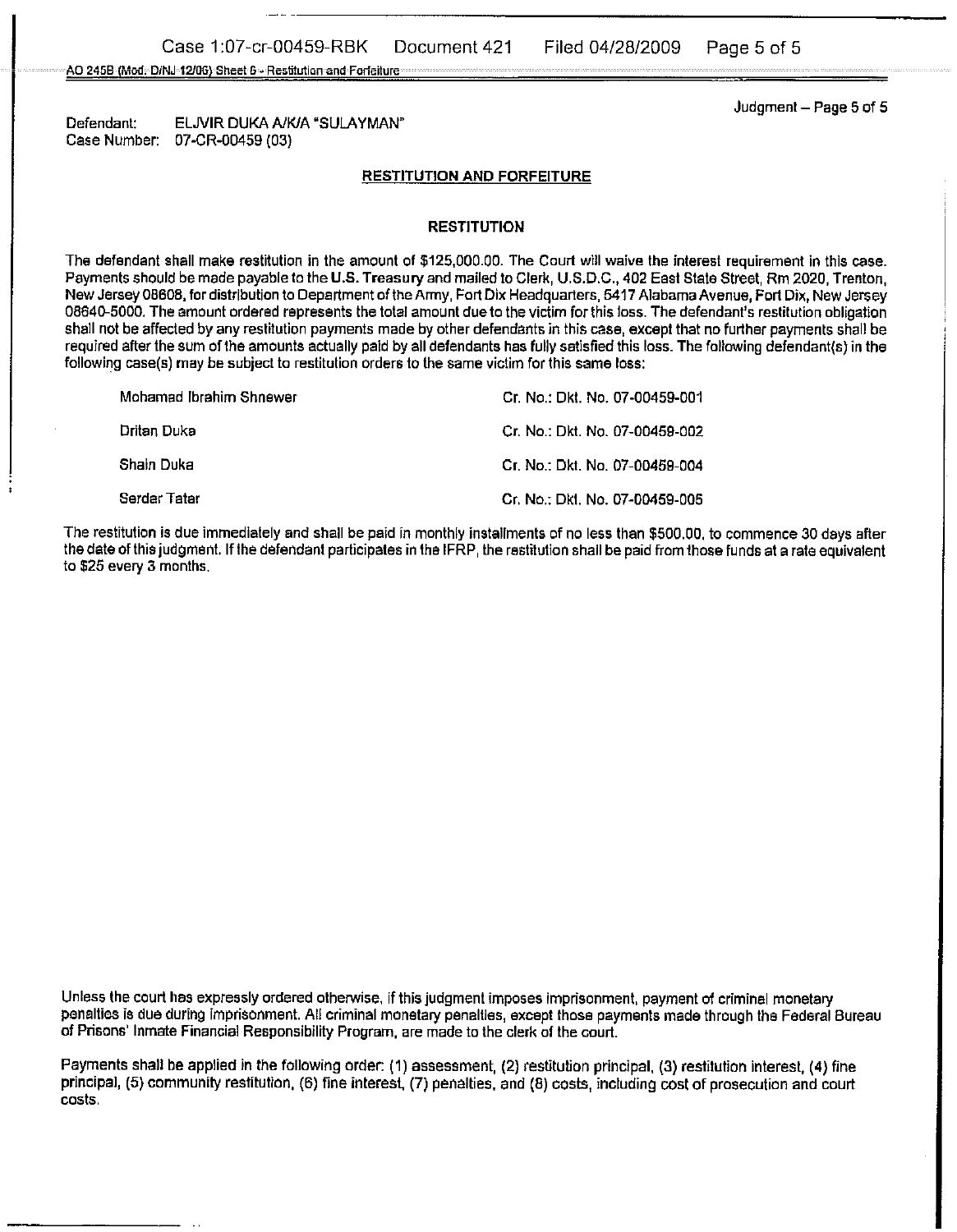Defendant: ELJVIR DUKA A/K/A "SULAYMAN"
Case Number: 07-CR-00459 (03)

## RESTITUTION AND FORFEITURE

### RESTITUTION

The defendant shall make restitution in the amount of $125,000.00. The Court will waive the interest requirement in this case. Payments should be made payable to the **U.S. Treasury** and mailed to Clerk, U.S.D.C., 402 East State Street, Rm 2020, Trenton, New Jersey 08608, for distribution to Department of the Army, Fort Dix Headquarters, 5417 Alabama Avenue, Fort Dix, New Jersey 08640-5000. The amount ordered represents the total amount due to the victim for this loss. The defendant's restitution obligation shall not be affected by any restitution payments made by other defendants in this case, except that no further payments shall be required after the sum of the amounts actually paid by all defendants has fully satisfied this loss. The following defendant(s) in the following case(s) may be subject to restitution orders to the same victim for this same loss:

| | |
|---|---|
| Mohamad Ibrahim Shnewer | Cr. No.: Dkt. No. 07-00459-001 |
| Dritan Duka | Cr. No.: Dkt. No. 07-00459-002 |
| Shain Duka | Cr. No.: Dkt. No. 07-00459-004 |
| Serdar Tatar | Cr. No.: Dkt. No. 07-00459-005 |

The restitution is due immediately and shall be paid in monthly installments of no less than $500.00, to commence 30 days after the date of this judgment. If the defendant participates in the IFRP, the restitution shall be paid from those funds at a rate equivalent to $25 every 3 months.

Unless the court has expressly ordered otherwise, if this judgment imposes imprisonment, payment of criminal monetary penalties is due during imprisonment. All criminal monetary penalties, except those payments made through the Federal Bureau of Prisons' Inmate Financial Responsibility Program, are made to the clerk of the court.

Payments shall be applied in the following order: (1) assessment, (2) restitution principal, (3) restitution interest, (4) fine principal, (5) community restitution, (6) fine interest, (7) penalties, and (8) costs, including cost of prosecution and court costs.